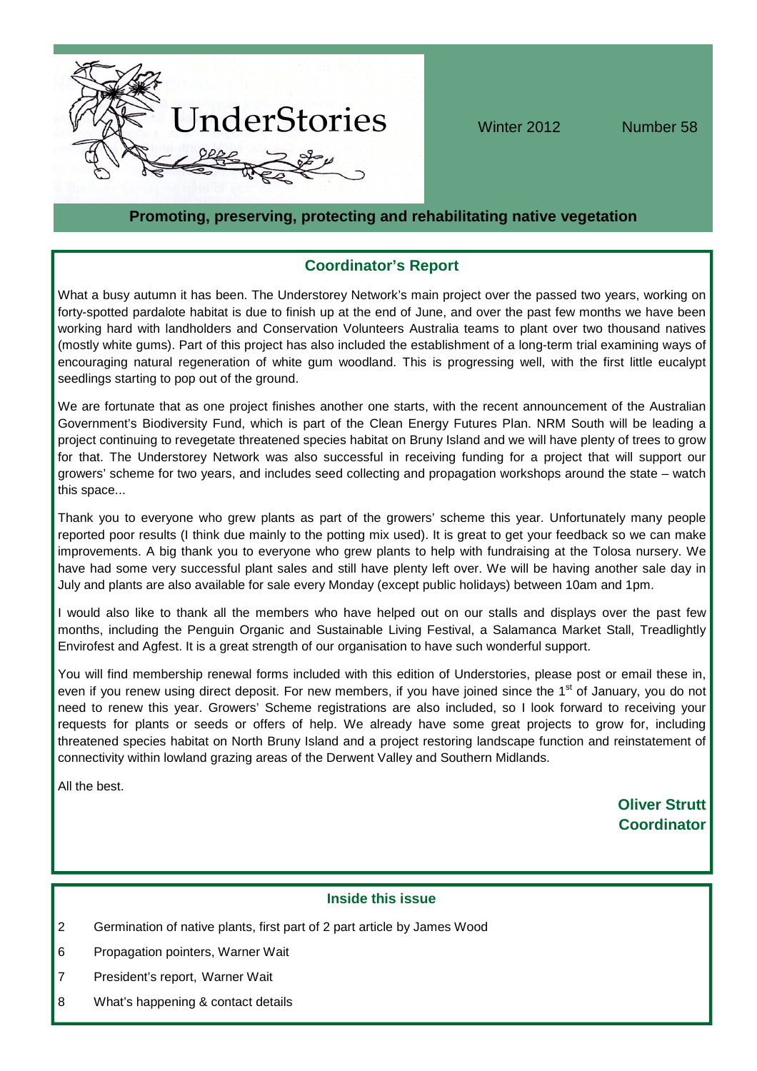# UnderStories

Winter 2012 Number 58

**Promoting, preserving, protecting and rehabilitating native vegetation**

## Coordinator's Report

What a busy autumn it has been. The Understorey Network's main project over the passed two years, working on forty-spotted pardalote habitat is due to finish up at the end of June, and over the past few months we have been working hard with landholders and Conservation Volunteers Australia teams to plant over two thousand natives (mostly white gums). Part of this project has also included the establishment of a long-term trial examining ways of encouraging natural regeneration of white gum woodland. This is progressing well, with the first little eucalypt seedlings starting to pop out of the ground.

We are fortunate that as one project finishes another one starts, with the recent announcement of the Australian Government's Biodiversity Fund, which is part of the Clean Energy Futures Plan. NRM South will be leading a project continuing to revegetate threatened species habitat on Bruny Island and we will have plenty of trees to grow for that. The Understorey Network was also successful in receiving funding for a project that will support our growers' scheme for two years, and includes seed collecting and propagation workshops around the state – watch this space...

Thank you to everyone who grew plants as part of the growers' scheme this year. Unfortunately many people reported poor results (I think due mainly to the potting mix used). It is great to get your feedback so we can make improvements. A big thank you to everyone who grew plants to help with fundraising at the Tolosa nursery. We have had some very successful plant sales and still have plenty left over. We will be having another sale day in July and plants are also available for sale every Monday (except public holidays) between 10am and 1pm.

I would also like to thank all the members who have helped out on our stalls and displays over the past few months, including the Penguin Organic and Sustainable Living Festival, a Salamanca Market Stall, Treadlightly Envirofest and Agfest. It is a great strength of our organisation to have such wonderful support.

You will find membership renewal forms included with this edition of Understories, please post or email these in, even if you renew using direct deposit. For new members, if you have joined since the 1st of January, you do not need to renew this year. Growers' Scheme registrations are also included, so I look forward to receiving your requests for plants or seeds or offers of help. We already have some great projects to grow for, including threatened species habitat on North Bruny Island and a project restoring landscape function and reinstatement of connectivity within lowland grazing areas of the Derwent Valley and Southern Midlands.

All the best.

**Oliver Strutt**
**Coordinator**

## Inside this issue

- 2 Germination of native plants, first part of 2 part article by James Wood
- 6 Propagation pointers, Warner Wait
- 7 President's report, Warner Wait
- 8 What's happening & contact details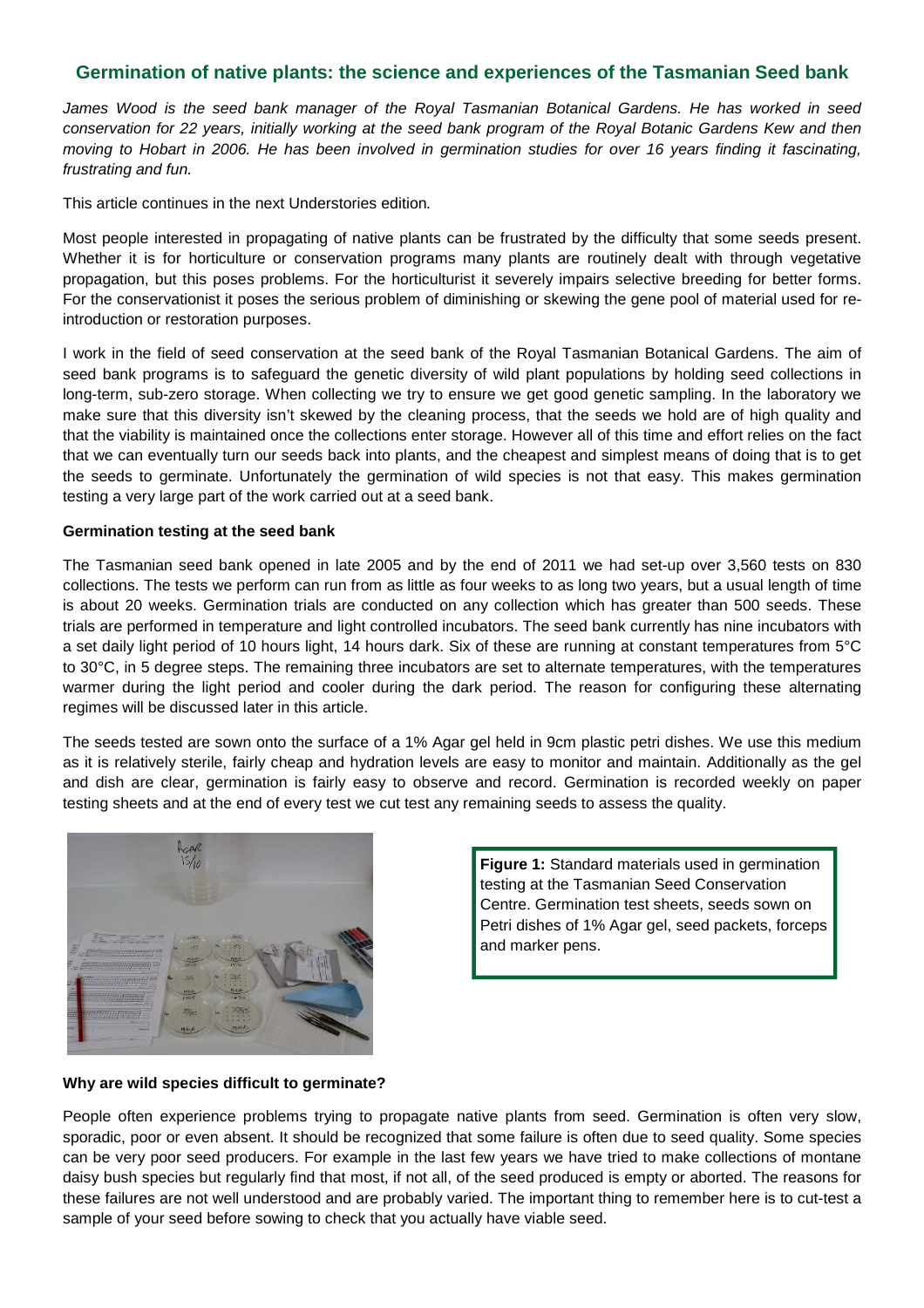## Germination of native plants: the science and experiences of the Tasmanian Seed bank

*James Wood is the seed bank manager of the Royal Tasmanian Botanical Gardens. He has worked in seed conservation for 22 years, initially working at the seed bank program of the Royal Botanic Gardens Kew and then moving to Hobart in 2006. He has been involved in germination studies for over 16 years finding it fascinating, frustrating and fun.*

This article continues in the next Understories edition*.*

Most people interested in propagating of native plants can be frustrated by the difficulty that some seeds present. Whether it is for horticulture or conservation programs many plants are routinely dealt with through vegetative propagation, but this poses problems. For the horticulturist it severely impairs selective breeding for better forms. For the conservationist it poses the serious problem of diminishing or skewing the gene pool of material used for re-introduction or restoration purposes.

I work in the field of seed conservation at the seed bank of the Royal Tasmanian Botanical Gardens. The aim of seed bank programs is to safeguard the genetic diversity of wild plant populations by holding seed collections in long-term, sub-zero storage. When collecting we try to ensure we get good genetic sampling. In the laboratory we make sure that this diversity isn't skewed by the cleaning process, that the seeds we hold are of high quality and that the viability is maintained once the collections enter storage. However all of this time and effort relies on the fact that we can eventually turn our seeds back into plants, and the cheapest and simplest means of doing that is to get the seeds to germinate. Unfortunately the germination of wild species is not that easy. This makes germination testing a very large part of the work carried out at a seed bank.

**Germination testing at the seed bank**

The Tasmanian seed bank opened in late 2005 and by the end of 2011 we had set-up over 3,560 tests on 830 collections. The tests we perform can run from as little as four weeks to as long two years, but a usual length of time is about 20 weeks. Germination trials are conducted on any collection which has greater than 500 seeds. These trials are performed in temperature and light controlled incubators. The seed bank currently has nine incubators with a set daily light period of 10 hours light, 14 hours dark. Six of these are running at constant temperatures from 5°C to 30°C, in 5 degree steps. The remaining three incubators are set to alternate temperatures, with the temperatures warmer during the light period and cooler during the dark period. The reason for configuring these alternating regimes will be discussed later in this article.

The seeds tested are sown onto the surface of a 1% Agar gel held in 9cm plastic petri dishes. We use this medium as it is relatively sterile, fairly cheap and hydration levels are easy to monitor and maintain. Additionally as the gel and dish are clear, germination is fairly easy to observe and record. Germination is recorded weekly on paper testing sheets and at the end of every test we cut test any remaining seeds to assess the quality.

**Figure 1:** Standard materials used in germination testing at the Tasmanian Seed Conservation Centre. Germination test sheets, seeds sown on Petri dishes of 1% Agar gel, seed packets, forceps and marker pens.

**Why are wild species difficult to germinate?**

People often experience problems trying to propagate native plants from seed. Germination is often very slow, sporadic, poor or even absent. It should be recognized that some failure is often due to seed quality. Some species can be very poor seed producers. For example in the last few years we have tried to make collections of montane daisy bush species but regularly find that most, if not all, of the seed produced is empty or aborted. The reasons for these failures are not well understood and are probably varied. The important thing to remember here is to cut-test a sample of your seed before sowing to check that you actually have viable seed.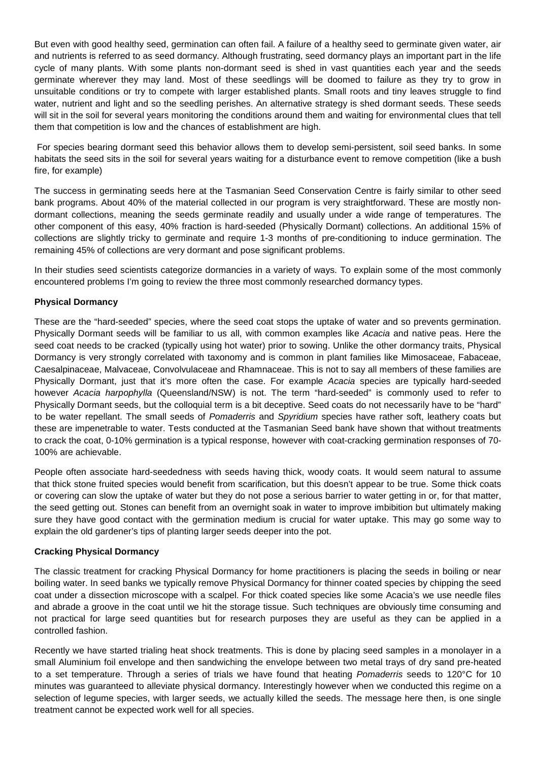But even with good healthy seed, germination can often fail. A failure of a healthy seed to germinate given water, air and nutrients is referred to as seed dormancy. Although frustrating, seed dormancy plays an important part in the life cycle of many plants. With some plants non-dormant seed is shed in vast quantities each year and the seeds germinate wherever they may land. Most of these seedlings will be doomed to failure as they try to grow in unsuitable conditions or try to compete with larger established plants. Small roots and tiny leaves struggle to find water, nutrient and light and so the seedling perishes. An alternative strategy is shed dormant seeds. These seeds will sit in the soil for several years monitoring the conditions around them and waiting for environmental clues that tell them that competition is low and the chances of establishment are high.

For species bearing dormant seed this behavior allows them to develop semi-persistent, soil seed banks. In some habitats the seed sits in the soil for several years waiting for a disturbance event to remove competition (like a bush fire, for example)

The success in germinating seeds here at the Tasmanian Seed Conservation Centre is fairly similar to other seed bank programs. About 40% of the material collected in our program is very straightforward. These are mostly non-dormant collections, meaning the seeds germinate readily and usually under a wide range of temperatures. The other component of this easy, 40% fraction is hard-seeded (Physically Dormant) collections. An additional 15% of collections are slightly tricky to germinate and require 1-3 months of pre-conditioning to induce germination. The remaining 45% of collections are very dormant and pose significant problems.

In their studies seed scientists categorize dormancies in a variety of ways. To explain some of the most commonly encountered problems I'm going to review the three most commonly researched dormancy types.

**Physical Dormancy**

These are the "hard-seeded" species, where the seed coat stops the uptake of water and so prevents germination. Physically Dormant seeds will be familiar to us all, with common examples like *Acacia* and native peas. Here the seed coat needs to be cracked (typically using hot water) prior to sowing. Unlike the other dormancy traits, Physical Dormancy is very strongly correlated with taxonomy and is common in plant families like Mimosaceae, Fabaceae, Caesalpinaceae, Malvaceae, Convolvulaceae and Rhamnaceae. This is not to say all members of these families are Physically Dormant, just that it's more often the case. For example *Acacia* species are typically hard-seeded however *Acacia harpophylla* (Queensland/NSW) is not. The term "hard-seeded" is commonly used to refer to Physically Dormant seeds, but the colloquial term is a bit deceptive. Seed coats do not necessarily have to be "hard" to be water repellant. The small seeds of *Pomaderris* and *Spyridium* species have rather soft, leathery coats but these are impenetrable to water. Tests conducted at the Tasmanian Seed bank have shown that without treatments to crack the coat, 0-10% germination is a typical response, however with coat-cracking germination responses of 70-100% are achievable.

People often associate hard-seededness with seeds having thick, woody coats. It would seem natural to assume that thick stone fruited species would benefit from scarification, but this doesn't appear to be true. Some thick coats or covering can slow the uptake of water but they do not pose a serious barrier to water getting in or, for that matter, the seed getting out. Stones can benefit from an overnight soak in water to improve imbibition but ultimately making sure they have good contact with the germination medium is crucial for water uptake. This may go some way to explain the old gardener's tips of planting larger seeds deeper into the pot.

**Cracking Physical Dormancy**

The classic treatment for cracking Physical Dormancy for home practitioners is placing the seeds in boiling or near boiling water. In seed banks we typically remove Physical Dormancy for thinner coated species by chipping the seed coat under a dissection microscope with a scalpel. For thick coated species like some Acacia's we use needle files and abrade a groove in the coat until we hit the storage tissue. Such techniques are obviously time consuming and not practical for large seed quantities but for research purposes they are useful as they can be applied in a controlled fashion.

Recently we have started trialing heat shock treatments. This is done by placing seed samples in a monolayer in a small Aluminium foil envelope and then sandwiching the envelope between two metal trays of dry sand pre-heated to a set temperature. Through a series of trials we have found that heating *Pomaderris* seeds to 120°C for 10 minutes was guaranteed to alleviate physical dormancy. Interestingly however when we conducted this regime on a selection of legume species, with larger seeds, we actually killed the seeds. The message here then, is one single treatment cannot be expected work well for all species.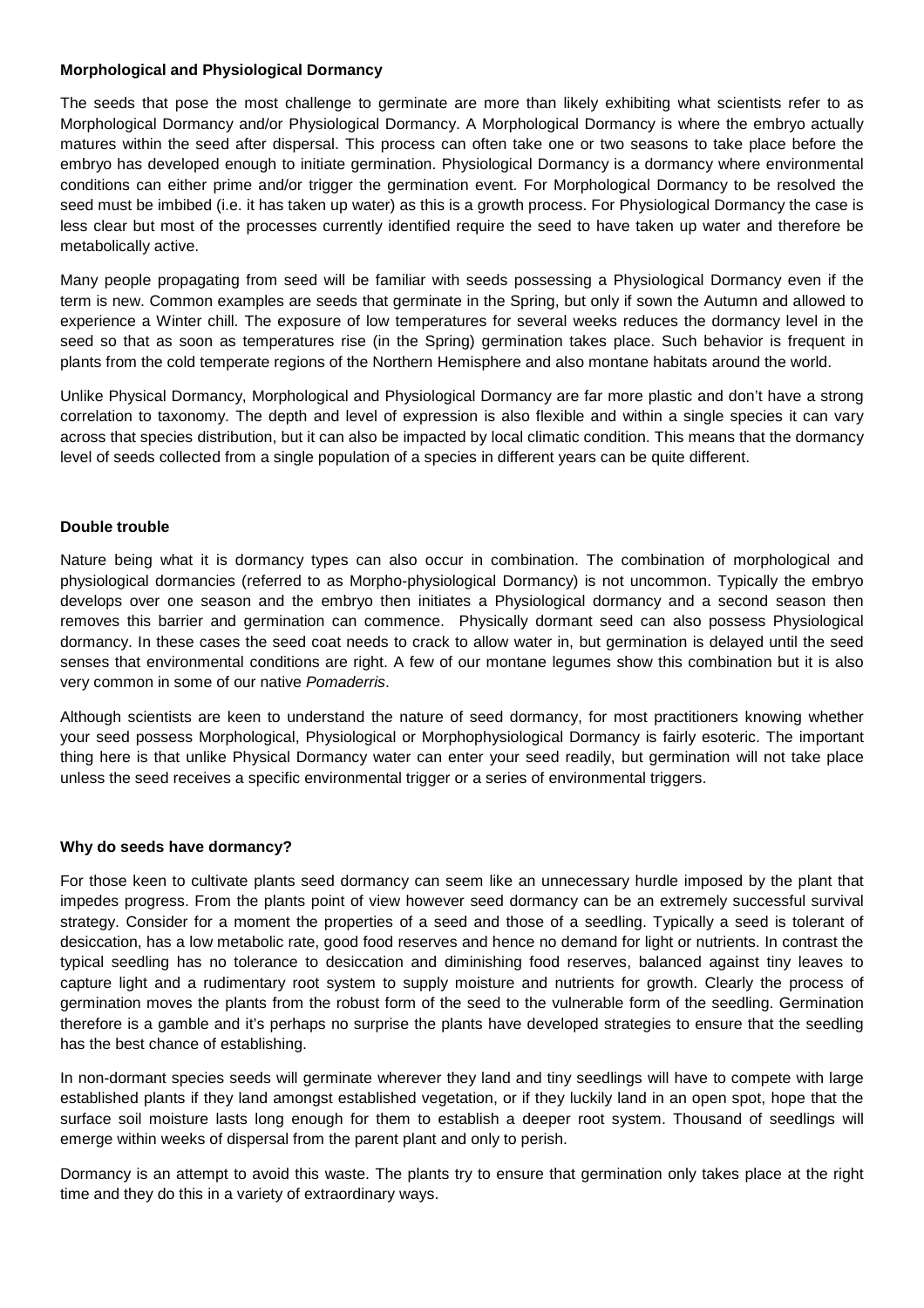**Morphological and Physiological Dormancy**

The seeds that pose the most challenge to germinate are more than likely exhibiting what scientists refer to as Morphological Dormancy and/or Physiological Dormancy. A Morphological Dormancy is where the embryo actually matures within the seed after dispersal. This process can often take one or two seasons to take place before the embryo has developed enough to initiate germination. Physiological Dormancy is a dormancy where environmental conditions can either prime and/or trigger the germination event. For Morphological Dormancy to be resolved the seed must be imbibed (i.e. it has taken up water) as this is a growth process. For Physiological Dormancy the case is less clear but most of the processes currently identified require the seed to have taken up water and therefore be metabolically active.

Many people propagating from seed will be familiar with seeds possessing a Physiological Dormancy even if the term is new. Common examples are seeds that germinate in the Spring, but only if sown the Autumn and allowed to experience a Winter chill. The exposure of low temperatures for several weeks reduces the dormancy level in the seed so that as soon as temperatures rise (in the Spring) germination takes place. Such behavior is frequent in plants from the cold temperate regions of the Northern Hemisphere and also montane habitats around the world.

Unlike Physical Dormancy, Morphological and Physiological Dormancy are far more plastic and don't have a strong correlation to taxonomy. The depth and level of expression is also flexible and within a single species it can vary across that species distribution, but it can also be impacted by local climatic condition. This means that the dormancy level of seeds collected from a single population of a species in different years can be quite different.

**Double trouble**

Nature being what it is dormancy types can also occur in combination. The combination of morphological and physiological dormancies (referred to as Morpho-physiological Dormancy) is not uncommon. Typically the embryo develops over one season and the embryo then initiates a Physiological dormancy and a second season then removes this barrier and germination can commence. Physically dormant seed can also possess Physiological dormancy. In these cases the seed coat needs to crack to allow water in, but germination is delayed until the seed senses that environmental conditions are right. A few of our montane legumes show this combination but it is also very common in some of our native *Pomaderris*.

Although scientists are keen to understand the nature of seed dormancy, for most practitioners knowing whether your seed possess Morphological, Physiological or Morphophysiological Dormancy is fairly esoteric. The important thing here is that unlike Physical Dormancy water can enter your seed readily, but germination will not take place unless the seed receives a specific environmental trigger or a series of environmental triggers.

**Why do seeds have dormancy?**

For those keen to cultivate plants seed dormancy can seem like an unnecessary hurdle imposed by the plant that impedes progress. From the plants point of view however seed dormancy can be an extremely successful survival strategy. Consider for a moment the properties of a seed and those of a seedling. Typically a seed is tolerant of desiccation, has a low metabolic rate, good food reserves and hence no demand for light or nutrients. In contrast the typical seedling has no tolerance to desiccation and diminishing food reserves, balanced against tiny leaves to capture light and a rudimentary root system to supply moisture and nutrients for growth. Clearly the process of germination moves the plants from the robust form of the seed to the vulnerable form of the seedling. Germination therefore is a gamble and it's perhaps no surprise the plants have developed strategies to ensure that the seedling has the best chance of establishing.

In non-dormant species seeds will germinate wherever they land and tiny seedlings will have to compete with large established plants if they land amongst established vegetation, or if they luckily land in an open spot, hope that the surface soil moisture lasts long enough for them to establish a deeper root system. Thousand of seedlings will emerge within weeks of dispersal from the parent plant and only to perish.

Dormancy is an attempt to avoid this waste. The plants try to ensure that germination only takes place at the right time and they do this in a variety of extraordinary ways.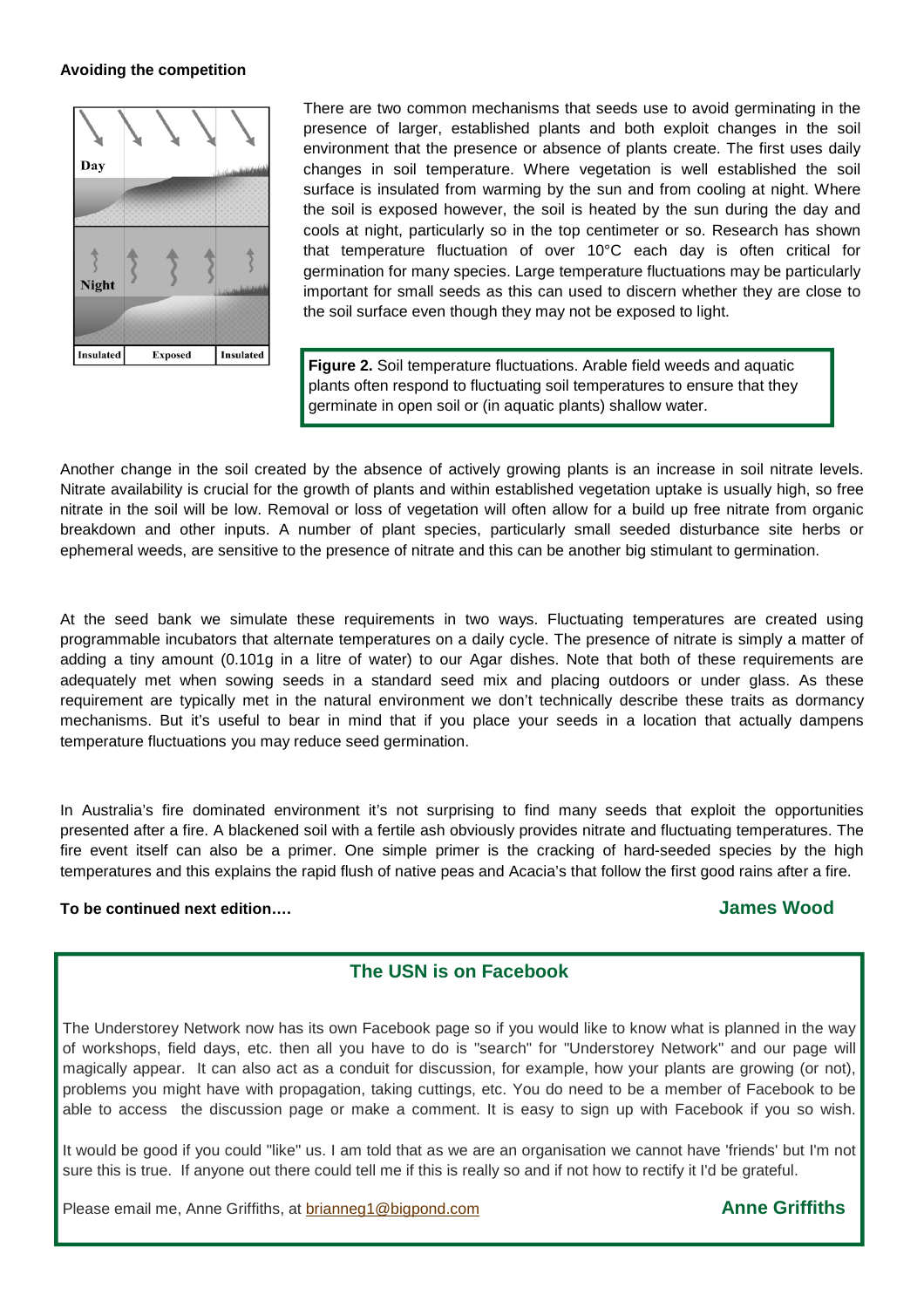**Avoiding the competition**

There are two common mechanisms that seeds use to avoid germinating in the presence of larger, established plants and both exploit changes in the soil environment that the presence or absence of plants create. The first uses daily changes in soil temperature. Where vegetation is well established the soil surface is insulated from warming by the sun and from cooling at night. Where the soil is exposed however, the soil is heated by the sun during the day and cools at night, particularly so in the top centimeter or so. Research has shown that temperature fluctuation of over 10°C each day is often critical for germination for many species. Large temperature fluctuations may be particularly important for small seeds as this can used to discern whether they are close to the soil surface even though they may not be exposed to light.

**Figure 2.** Soil temperature fluctuations. Arable field weeds and aquatic plants often respond to fluctuating soil temperatures to ensure that they germinate in open soil or (in aquatic plants) shallow water.

Another change in the soil created by the absence of actively growing plants is an increase in soil nitrate levels. Nitrate availability is crucial for the growth of plants and within established vegetation uptake is usually high, so free nitrate in the soil will be low. Removal or loss of vegetation will often allow for a build up free nitrate from organic breakdown and other inputs. A number of plant species, particularly small seeded disturbance site herbs or ephemeral weeds, are sensitive to the presence of nitrate and this can be another big stimulant to germination.

At the seed bank we simulate these requirements in two ways. Fluctuating temperatures are created using programmable incubators that alternate temperatures on a daily cycle. The presence of nitrate is simply a matter of adding a tiny amount (0.101g in a litre of water) to our Agar dishes. Note that both of these requirements are adequately met when sowing seeds in a standard seed mix and placing outdoors or under glass. As these requirement are typically met in the natural environment we don't technically describe these traits as dormancy mechanisms. But it's useful to bear in mind that if you place your seeds in a location that actually dampens temperature fluctuations you may reduce seed germination.

In Australia's fire dominated environment it's not surprising to find many seeds that exploit the opportunities presented after a fire. A blackened soil with a fertile ash obviously provides nitrate and fluctuating temperatures. The fire event itself can also be a primer. One simple primer is the cracking of hard-seeded species by the high temperatures and this explains the rapid flush of native peas and Acacia's that follow the first good rains after a fire.

**To be continued next edition….**

**James Wood**

## The USN is on Facebook

The Understorey Network now has its own Facebook page so if you would like to know what is planned in the way of workshops, field days, etc. then all you have to do is "search" for "Understorey Network" and our page will magically appear. It can also act as a conduit for discussion, for example, how your plants are growing (or not), problems you might have with propagation, taking cuttings, etc. You do need to be a member of Facebook to be able to access the discussion page or make a comment. It is easy to sign up with Facebook if you so wish.

It would be good if you could "like" us. I am told that as we are an organisation we cannot have 'friends' but I'm not sure this is true. If anyone out there could tell me if this is really so and if not how to rectify it I'd be grateful.

Please email me, Anne Griffiths, at brianneg1@bigpond.com

**Anne Griffiths**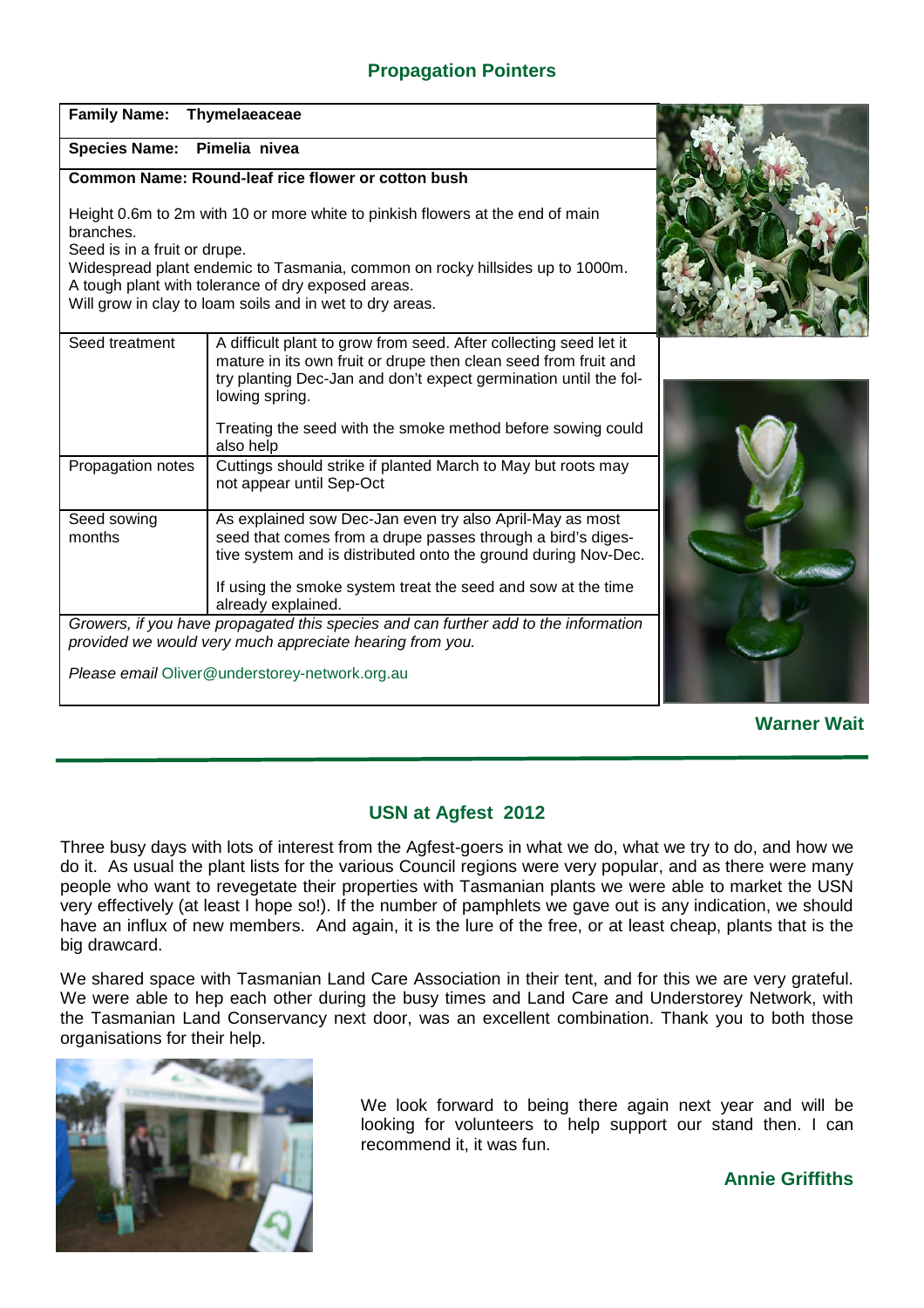## Propagation Pointers

**Family Name: Thymelaeaceae**

**Species Name: Pimelia nivea**

**Common Name: Round-leaf rice flower or cotton bush**

Height 0.6m to 2m with 10 or more white to pinkish flowers at the end of main branches.
Seed is in a fruit or drupe.
Widespread plant endemic to Tasmania, common on rocky hillsides up to 1000m.
A tough plant with tolerance of dry exposed areas.
Will grow in clay to loam soils and in wet to dry areas.

| | |
|---|---|
| Seed treatment | A difficult plant to grow from seed. After collecting seed let it mature in its own fruit or drupe then clean seed from fruit and try planting Dec-Jan and don't expect germination until the following spring.<br><br>Treating the seed with the smoke method before sowing could also help |
| Propagation notes | Cuttings should strike if planted March to May but roots may not appear until Sep-Oct |
| Seed sowing months | As explained sow Dec-Jan even try also April-May as most seed that comes from a drupe passes through a bird's digestive system and is distributed onto the ground during Nov-Dec.<br><br>If using the smoke system treat the seed and sow at the time already explained. |

*Growers, if you have propagated this species and can further add to the information provided we would very much appreciate hearing from you.*

*Please email* Oliver@understorey-network.org.au

**Warner Wait**

---

## USN at Agfest 2012

Three busy days with lots of interest from the Agfest-goers in what we do, what we try to do, and how we do it. As usual the plant lists for the various Council regions were very popular, and as there were many people who want to revegetate their properties with Tasmanian plants we were able to market the USN very effectively (at least I hope so!). If the number of pamphlets we gave out is any indication, we should have an influx of new members. And again, it is the lure of the free, or at least cheap, plants that is the big drawcard.

We shared space with Tasmanian Land Care Association in their tent, and for this we are very grateful. We were able to hep each other during the busy times and Land Care and Understorey Network, with the Tasmanian Land Conservancy next door, was an excellent combination. Thank you to both those organisations for their help.

We look forward to being there again next year and will be looking for volunteers to help support our stand then. I can recommend it, it was fun.

**Annie Griffiths**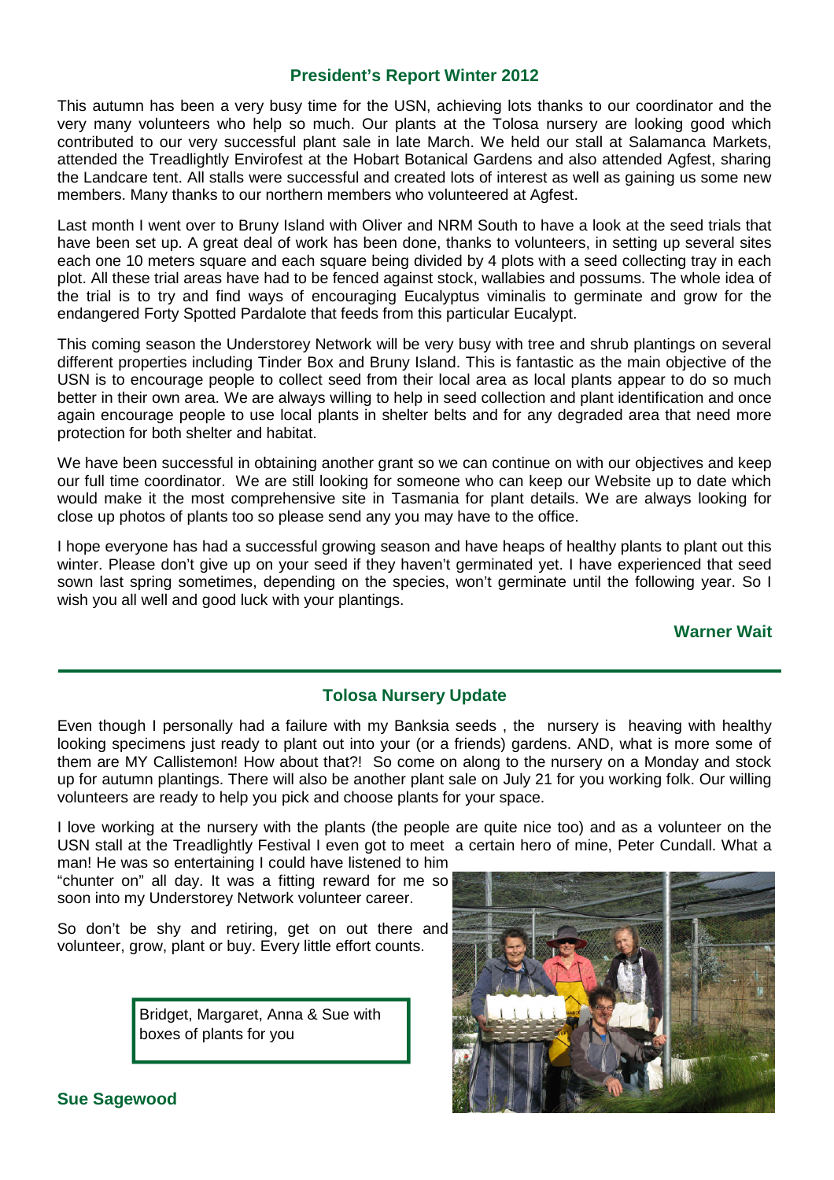## President's Report Winter 2012

This autumn has been a very busy time for the USN, achieving lots thanks to our coordinator and the very many volunteers who help so much. Our plants at the Tolosa nursery are looking good which contributed to our very successful plant sale in late March. We held our stall at Salamanca Markets, attended the Treadlightly Envirofest at the Hobart Botanical Gardens and also attended Agfest, sharing the Landcare tent. All stalls were successful and created lots of interest as well as gaining us some new members. Many thanks to our northern members who volunteered at Agfest.

Last month I went over to Bruny Island with Oliver and NRM South to have a look at the seed trials that have been set up. A great deal of work has been done, thanks to volunteers, in setting up several sites each one 10 meters square and each square being divided by 4 plots with a seed collecting tray in each plot. All these trial areas have had to be fenced against stock, wallabies and possums. The whole idea of the trial is to try and find ways of encouraging Eucalyptus viminalis to germinate and grow for the endangered Forty Spotted Pardalote that feeds from this particular Eucalypt.

This coming season the Understorey Network will be very busy with tree and shrub plantings on several different properties including Tinder Box and Bruny Island. This is fantastic as the main objective of the USN is to encourage people to collect seed from their local area as local plants appear to do so much better in their own area. We are always willing to help in seed collection and plant identification and once again encourage people to use local plants in shelter belts and for any degraded area that need more protection for both shelter and habitat.

We have been successful in obtaining another grant so we can continue on with our objectives and keep our full time coordinator. We are still looking for someone who can keep our Website up to date which would make it the most comprehensive site in Tasmania for plant details. We are always looking for close up photos of plants too so please send any you may have to the office.

I hope everyone has had a successful growing season and have heaps of healthy plants to plant out this winter. Please don't give up on your seed if they haven't germinated yet. I have experienced that seed sown last spring sometimes, depending on the species, won't germinate until the following year. So I wish you all well and good luck with your plantings.

**Warner Wait**

---

## Tolosa Nursery Update

Even though I personally had a failure with my Banksia seeds , the nursery is heaving with healthy looking specimens just ready to plant out into your (or a friends) gardens. AND, what is more some of them are MY Callistemon! How about that?! So come on along to the nursery on a Monday and stock up for autumn plantings. There will also be another plant sale on July 21 for you working folk. Our willing volunteers are ready to help you pick and choose plants for your space.

I love working at the nursery with the plants (the people are quite nice too) and as a volunteer on the USN stall at the Treadlightly Festival I even got to meet a certain hero of mine, Peter Cundall. What a man! He was so entertaining I could have listened to him "chunter on" all day. It was a fitting reward for me so soon into my Understorey Network volunteer career.

So don't be shy and retiring, get on out there and volunteer, grow, plant or buy. Every little effort counts.

Bridget, Margaret, Anna & Sue with boxes of plants for you

**Sue Sagewood**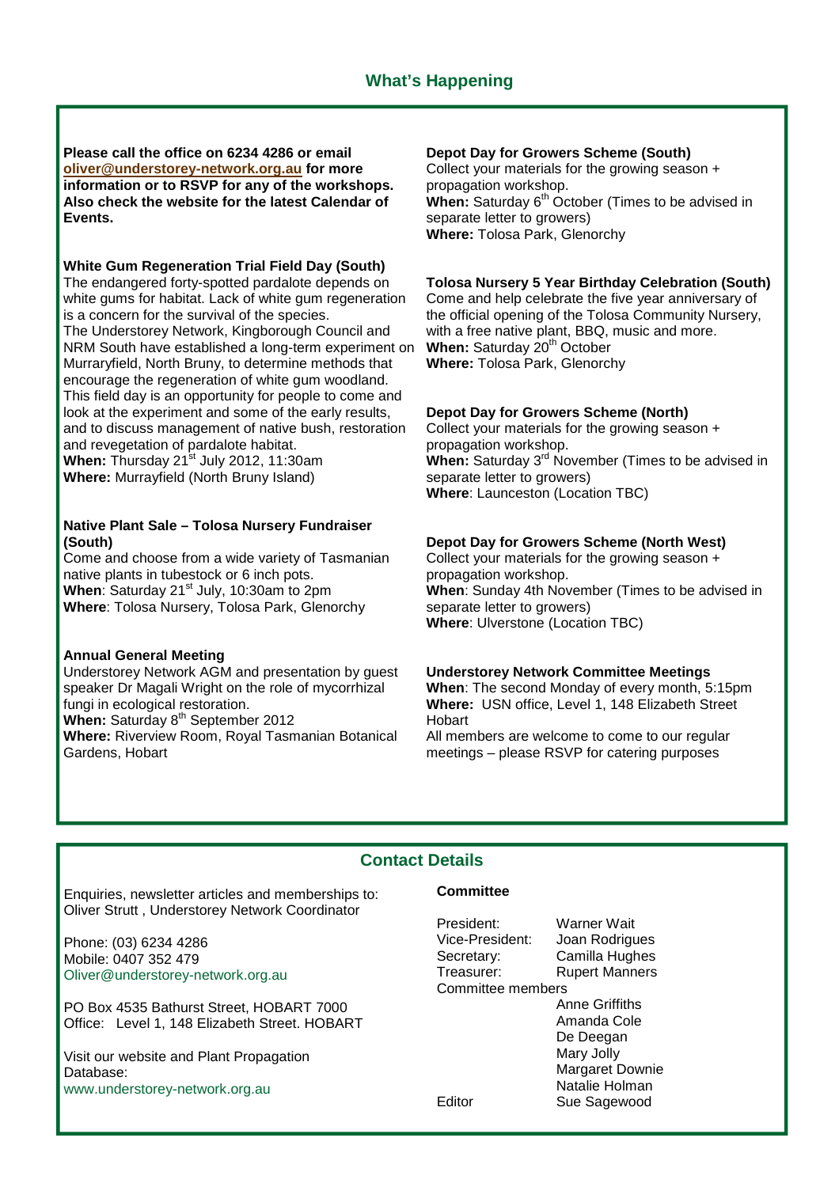## What's Happening

**Please call the office on 6234 4286 or email oliver@understorey-network.org.au for more information or to RSVP for any of the workshops. Also check the website for the latest Calendar of Events.**

**White Gum Regeneration Trial Field Day (South)**
The endangered forty-spotted pardalote depends on white gums for habitat. Lack of white gum regeneration is a concern for the survival of the species.
The Understorey Network, Kingborough Council and NRM South have established a long-term experiment on Murraryfield, North Bruny, to determine methods that encourage the regeneration of white gum woodland. This field day is an opportunity for people to come and look at the experiment and some of the early results, and to discuss management of native bush, restoration and revegetation of pardalote habitat.
**When:** Thursday 21st July 2012, 11:30am
**Where:** Murrayfield (North Bruny Island)

**Native Plant Sale – Tolosa Nursery Fundraiser (South)**
Come and choose from a wide variety of Tasmanian native plants in tubestock or 6 inch pots.
**When**: Saturday 21st July, 10:30am to 2pm
**Where**: Tolosa Nursery, Tolosa Park, Glenorchy

**Annual General Meeting**
Understorey Network AGM and presentation by guest speaker Dr Magali Wright on the role of mycorrhizal fungi in ecological restoration.
**When:** Saturday 8th September 2012
**Where:** Riverview Room, Royal Tasmanian Botanical Gardens, Hobart

**Depot Day for Growers Scheme (South)**
Collect your materials for the growing season + propagation workshop.
**When:** Saturday 6th October (Times to be advised in separate letter to growers)
**Where:** Tolosa Park, Glenorchy

**Tolosa Nursery 5 Year Birthday Celebration (South)**
Come and help celebrate the five year anniversary of the official opening of the Tolosa Community Nursery, with a free native plant, BBQ, music and more.
**When:** Saturday 20th October
**Where:** Tolosa Park, Glenorchy

**Depot Day for Growers Scheme (North)**
Collect your materials for the growing season + propagation workshop.
**When:** Saturday 3rd November (Times to be advised in separate letter to growers)
**Where**: Launceston (Location TBC)

**Depot Day for Growers Scheme (North West)**
Collect your materials for the growing season + propagation workshop.
**When**: Sunday 4th November (Times to be advised in separate letter to growers)
**Where**: Ulverstone (Location TBC)

**Understorey Network Committee Meetings**
**When**: The second Monday of every month, 5:15pm
**Where:** USN office, Level 1, 148 Elizabeth Street Hobart
All members are welcome to come to our regular meetings – please RSVP for catering purposes

## Contact Details

Enquiries, newsletter articles and memberships to:
Oliver Strutt , Understorey Network Coordinator

Phone: (03) 6234 4286
Mobile: 0407 352 479
Oliver@understorey-network.org.au

PO Box 4535 Bathurst Street, HOBART 7000
Office: Level 1, 148 Elizabeth Street. HOBART

Visit our website and Plant Propagation Database:
www.understorey-network.org.au

**Committee**

| | |
|---|---|
| President: | Warner Wait |
| Vice-President: | Joan Rodrigues |
| Secretary: | Camilla Hughes |
| Treasurer: | Rupert Manners |
| Committee members | |
| | Anne Griffiths |
| | Amanda Cole |
| | De Deegan |
| | Mary Jolly |
| | Margaret Downie |
| | Natalie Holman |
| Editor | Sue Sagewood |